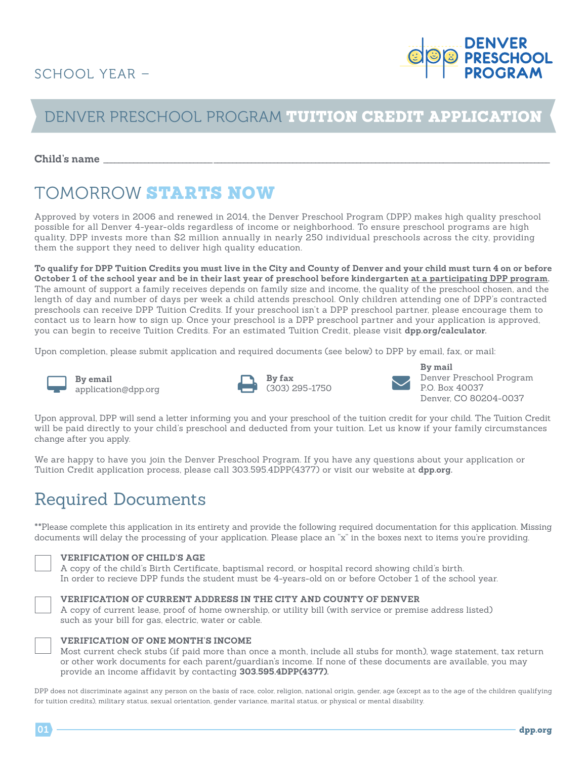SCHOOL YEAR –

DENVER PRESCHOOL PROGRAM

# DENVER PRESCHOOL PROGRAM **TUITION CREDIT APPLICATION**

**Child's name** ______________________________________________________________________________

## TOMORROW **STARTS NOW**

Approved by voters in 2006 and renewed in 2014, the Denver Preschool Program (DPP) makes high quality preschool possible for all Denver 4-year-olds regardless of income or neighborhood. To ensure preschool programs are high quality, DPP invests more than $2 million annually in nearly 250 individual preschools across the city, providing them the support they need to deliver high quality education.

**To qualify for DPP Tuition Credits you must live in the City and County of Denver and your child must turn 4 on or before October 1 of the school year and be in their last year of preschool before kindergarten at a participating DPP program.** The amount of support a family receives depends on family size and income, the quality of the preschool chosen, and the length of day and number of days per week a child attends preschool. Only children attending one of DPP's contracted preschools can receive DPP Tuition Credits. If your preschool isn't a DPP preschool partner, please encourage them to contact us to learn how to sign up. Once your preschool is a DPP preschool partner and your application is approved, you can begin to receive Tuition Credits. For an estimated Tuition Credit, please visit **dpp.org/calculator.**

Upon completion, please submit application and required documents (see below) to DPP by email, fax, or mail:

**By email**
application@dpp.org

**By fax**
(303) 295-1750

**By mail**
Denver Preschool Program
P.O. Box 40037
Denver, CO 80204-0037

Upon approval, DPP will send a letter informing you and your preschool of the tuition credit for your child. The Tuition Credit will be paid directly to your child's preschool and deducted from your tuition. Let us know if your family circumstances change after you apply.

We are happy to have you join the Denver Preschool Program. If you have any questions about your application or Tuition Credit application process, please call 303.595.4DPP(4377) or visit our website at **dpp.org.**

## Required Documents

**Please complete this application in its entirety and provide the following required documentation for this application. Missing documents will delay the processing of your application. Please place an "x" in the boxes next to items you're providing.

☐ **VERIFICATION OF CHILD'S AGE**
A copy of the child's Birth Certificate, baptismal record, or hospital record showing child's birth.
In order to recieve DPP funds the student must be 4-years-old on or before October 1 of the school year.

☐ **VERIFICATION OF CURRENT ADDRESS IN THE CITY AND COUNTY OF DENVER**
A copy of current lease, proof of home ownership, or utility bill (with service or premise address listed) such as your bill for gas, electric, water or cable.

☐ **VERIFICATION OF ONE MONTH'S INCOME**
Most current check stubs (if paid more than once a month, include all stubs for month), wage statement, tax return or other work documents for each parent/guardian's income. If none of these documents are available, you may provide an income affidavit by contacting **303.595.4DPP(4377).**

DPP does not discriminate against any person on the basis of race, color, religion, national origin, gender, age (except as to the age of the children qualifying for tuition credits), military status, sexual orientation, gender variance, marital status, or physical or mental disability.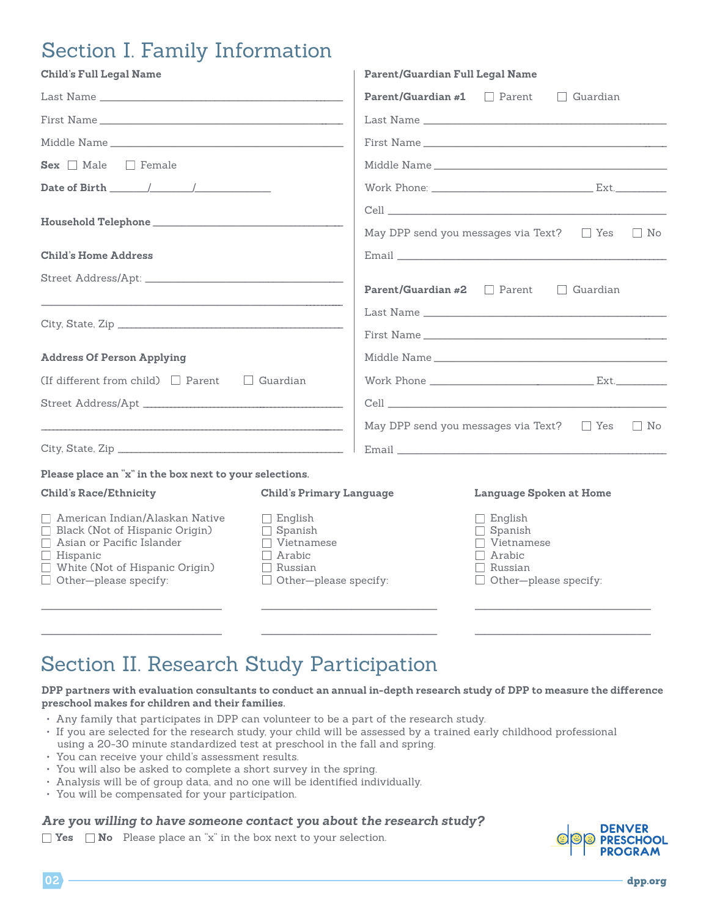# Section I. Family Information

**Child's Full Legal Name**

Last Name ___________________________________________

First Name ___________________________________________

Middle Name ___________________________________________

**Sex** ☐ Male ☐ Female

**Date of Birth** _______/_______/_____________

**Household Telephone** ___________________________________

**Child's Home Address**

Street Address/Apt: ___________________________________

___________________________________________________

City, State, Zip ___________________________________________

**Address Of Person Applying**

(If different from child) ☐ Parent ☐ Guardian

Street Address/Apt ___________________________________

___________________________________________________

City, State, Zip ___________________________________________

**Parent/Guardian Full Legal Name**

**Parent/Guardian #1** ☐ Parent ☐ Guardian

Last Name ___________________________________________

First Name ___________________________________________

Middle Name ___________________________________________

Work Phone: ___________________________ Ext.__________

Cell ___________________________________________

May DPP send you messages via Text? ☐ Yes ☐ No

Email ___________________________________________

**Parent/Guardian #2** ☐ Parent ☐ Guardian

Last Name ___________________________________________

First Name ___________________________________________

Middle Name ___________________________________________

Work Phone ___________________________ Ext.__________

Cell ___________________________________________

May DPP send you messages via Text? ☐ Yes ☐ No

Email ___________________________________________

**Please place an "x" in the box next to your selections.**

**Child's Race/Ethnicity**

☐ American Indian/Alaskan Native
☐ Black (Not of Hispanic Origin)
☐ Asian or Pacific Islander
☐ Hispanic
☐ White (Not of Hispanic Origin)
☐ Other—please specify:

___________________________________

___________________________________

**Child's Primary Language**

☐ English
☐ Spanish
☐ Vietnamese
☐ Arabic
☐ Russian
☐ Other—please specify:

___________________________________

___________________________________

**Language Spoken at Home**

☐ English
☐ Spanish
☐ Vietnamese
☐ Arabic
☐ Russian
☐ Other—please specify:

___________________________________

___________________________________

# Section II. Research Study Participation

**DPP partners with evaluation consultants to conduct an annual in-depth research study of DPP to measure the difference preschool makes for children and their families.**

- Any family that participates in DPP can volunteer to be a part of the research study.
- If you are selected for the research study, your child will be assessed by a trained early childhood professional using a 20-30 minute standardized test at preschool in the fall and spring.
- You can receive your child's assessment results.
- You will also be asked to complete a short survey in the spring.
- Analysis will be of group data, and no one will be identified individually.
- You will be compensated for your participation.

***Are you willing to have someone contact you about the research study?***

☐ **Yes** ☐ **No** Please place an "x" in the box next to your selection.

DENVER PRESCHOOL PROGRAM

dpp.org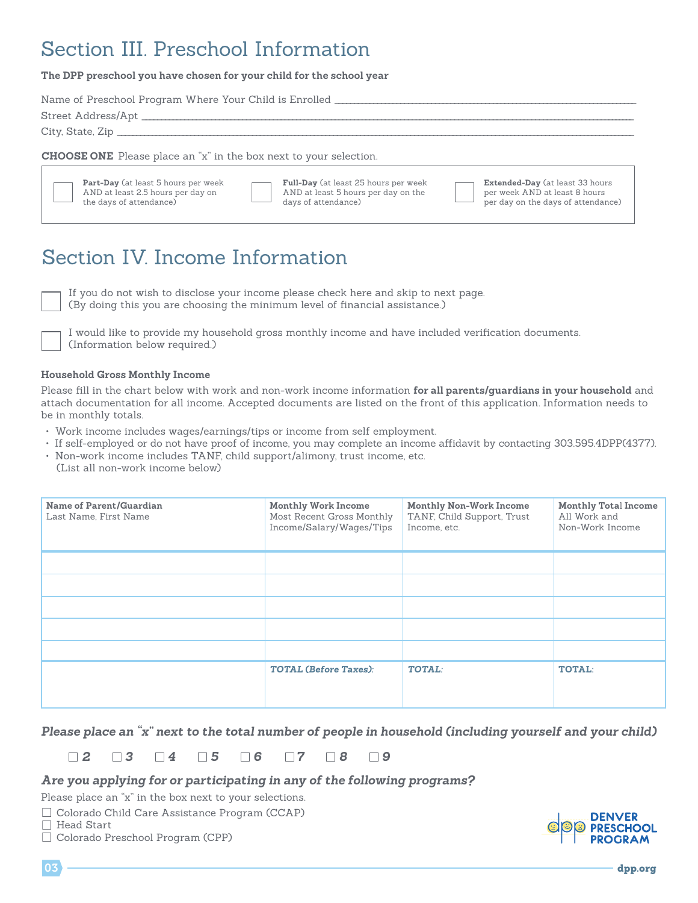# Section III. Preschool Information

**The DPP preschool you have chosen for your child for the school year**

Name of Preschool Program Where Your Child is Enrolled ______________________________

Street Address/Apt ______________________________

City, State, Zip ______________________________

**CHOOSE ONE** Please place an "x" in the box next to your selection.

☐ **Part-Day** (at least 5 hours per week AND at least 2.5 hours per day on the days of attendance)

☐ **Full-Day** (at least 25 hours per week AND at least 5 hours per day on the days of attendance)

☐ **Extended-Day** (at least 33 hours per week AND at least 8 hours per day on the days of attendance)

# Section IV. Income Information

☐ If you do not wish to disclose your income please check here and skip to next page. (By doing this you are choosing the minimum level of financial assistance.)

☐ I would like to provide my household gross monthly income and have included verification documents. (Information below required.)

### Household Gross Monthly Income

Please fill in the chart below with work and non-work income information **for all parents/guardians in your household** and attach documentation for all income. Accepted documents are listed on the front of this application. Information needs to be in monthly totals.

- Work income includes wages/earnings/tips or income from self employment.
- If self-employed or do not have proof of income, you may complete an income affidavit by contacting 303.595.4DPP(4377).
- Non-work income includes TANF, child support/alimony, trust income, etc. (List all non-work income below)

| **Name of Parent/Guardian** Last Name, First Name | **Monthly Work Income** Most Recent Gross Monthly Income/Salary/Wages/Tips | **Monthly Non-Work Income** TANF, Child Support, Trust Income, etc. | **Monthly Total Income** All Work and Non-Work Income |
|---|---|---|---|
| | | | |
| | | | |
| | | | |
| | | | |
| | | | |
| | ***TOTAL (Before Taxes):*** | ***TOTAL:*** | **TOTAL:** |

***Please place an "x" next to the total number of people in household (including yourself and your child)***

☐ **2** ☐ **3** ☐ **4** ☐ **5** ☐ **6** ☐ **7** ☐ **8** ☐ **9**

***Are you applying for or participating in any of the following programs?***

Please place an "x" in the box next to your selections.

☐ Colorado Child Care Assistance Program (CCAP)
☐ Head Start
☐ Colorado Preschool Program (CPP)

DENVER PRESCHOOL PROGRAM

dpp.org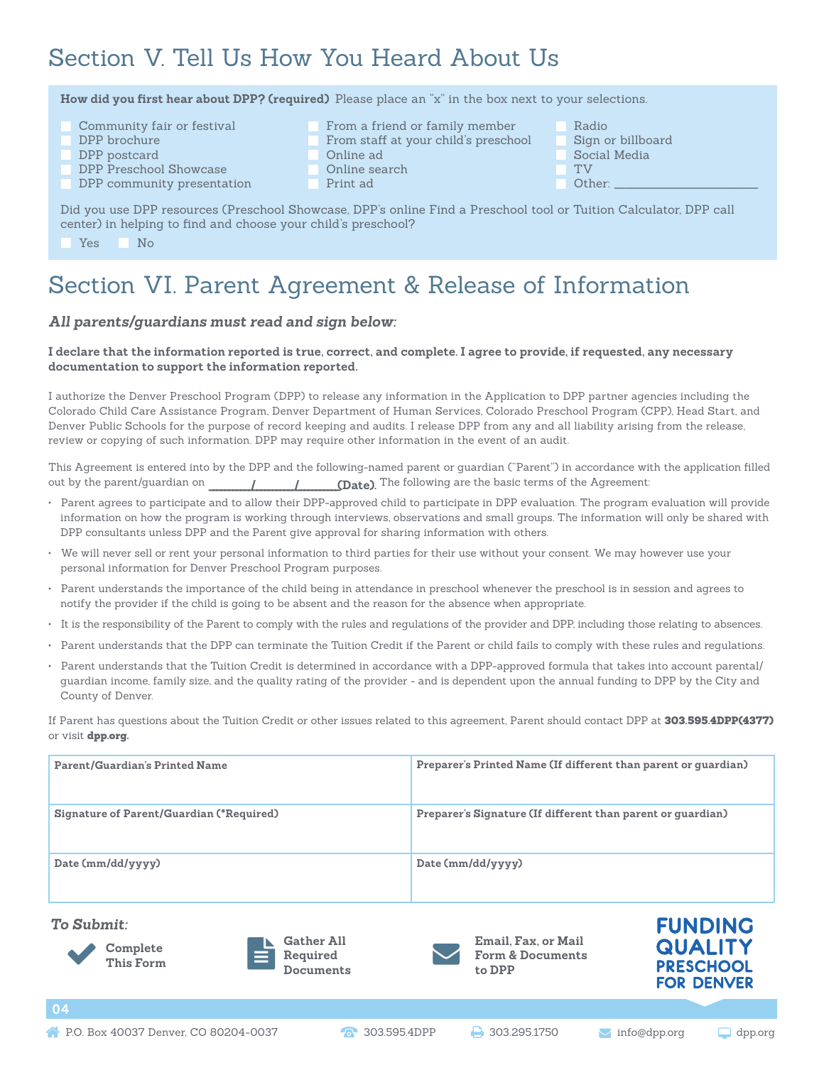## Section V. Tell Us How You Heard About Us

**How did you first hear about DPP? (required)** Please place an "x" in the box next to your selections.

- ☐ Community fair or festival
- ☐ DPP brochure
- ☐ DPP postcard
- ☐ DPP Preschool Showcase
- ☐ DPP community presentation
- ☐ From a friend or family member
- ☐ From staff at your child's preschool
- ☐ Online ad
- ☐ Online search
- ☐ Print ad
- ☐ Radio
- ☐ Sign or billboard
- ☐ Social Media
- ☐ TV
- ☐ Other: ______________________

Did you use DPP resources (Preschool Showcase, DPP's online Find a Preschool tool or Tuition Calculator, DPP call center) in helping to find and choose your child's preschool?

☐ Yes ☐ No

## Section VI. Parent Agreement & Release of Information

***All parents/guardians must read and sign below:***

**I declare that the information reported is true, correct, and complete. I agree to provide, if requested, any necessary documentation to support the information reported.**

I authorize the Denver Preschool Program (DPP) to release any information in the Application to DPP partner agencies including the Colorado Child Care Assistance Program, Denver Department of Human Services, Colorado Preschool Program (CPP), Head Start, and Denver Public Schools for the purpose of record keeping and audits. I release DPP from any and all liability arising from the release, review or copying of such information. DPP may require other information in the event of an audit.

This Agreement is entered into by the DPP and the following-named parent or guardian ("Parent") in accordance with the application filled out by the parent/guardian on ________/________/________**(Date).** The following are the basic terms of the Agreement:

- Parent agrees to participate and to allow their DPP-approved child to participate in DPP evaluation. The program evaluation will provide information on how the program is working through interviews, observations and small groups. The information will only be shared with DPP consultants unless DPP and the Parent give approval for sharing information with others.
- We will never sell or rent your personal information to third parties for their use without your consent. We may however use your personal information for Denver Preschool Program purposes.
- Parent understands the importance of the child being in attendance in preschool whenever the preschool is in session and agrees to notify the provider if the child is going to be absent and the reason for the absence when appropriate.
- It is the responsibility of the Parent to comply with the rules and regulations of the provider and DPP, including those relating to absences.
- Parent understands that the DPP can terminate the Tuition Credit if the Parent or child fails to comply with these rules and regulations.
- Parent understands that the Tuition Credit is determined in accordance with a DPP-approved formula that takes into account parental/guardian income, family size, and the quality rating of the provider - and is dependent upon the annual funding to DPP by the City and County of Denver.

If Parent has questions about the Tuition Credit or other issues related to this agreement, Parent should contact DPP at **303.595.4DPP(4377)** or visit **dpp.org.**

| | |
|---|---|
| **Parent/Guardian's Printed Name** | **Preparer's Printed Name (If different than parent or guardian)** |
| **Signature of Parent/Guardian (*Required)** | **Preparer's Signature (If different than parent or guardian)** |
| **Date (mm/dd/yyyy)** | **Date (mm/dd/yyyy)** |

***To Submit:***

**Complete This Form**

**Gather All Required Documents**

**Email, Fax, or Mail Form & Documents to DPP**

**FUNDING QUALITY PRESCHOOL FOR DENVER**

P.O. Box 40037 Denver, CO 80204-0037 | 303.595.4DPP | 303.295.1750 | info@dpp.org | dpp.org